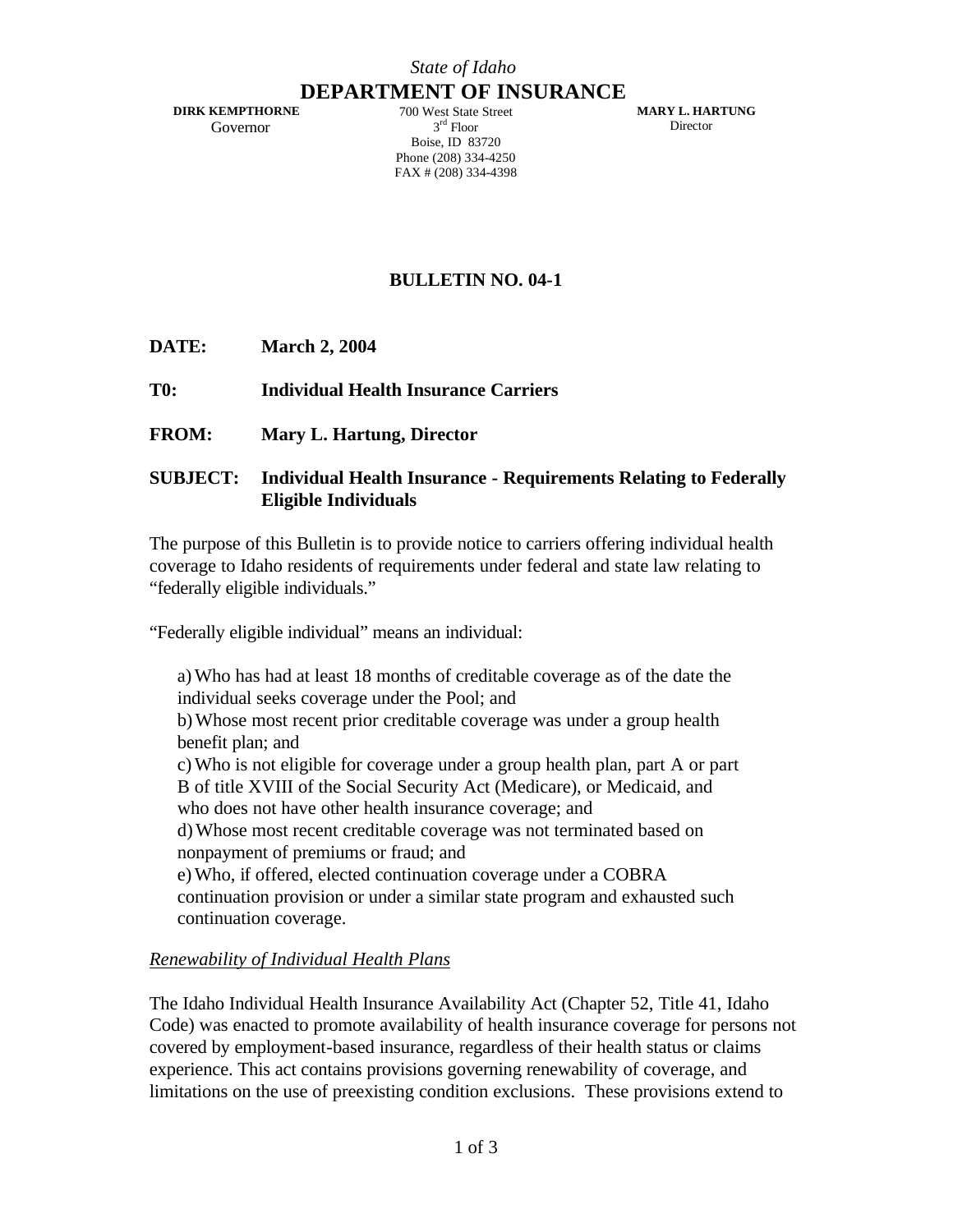*State of Idaho*

# DEPARTMENT OF INSURANCE

**DIRK KEMPTHORNE**
Governor

700 West State Street
3rd Floor
Boise, ID 83720
Phone (208) 334-4250
FAX # (208) 334-4398

**MARY L. HARTUNG**
Director

## BULLETIN NO. 04-1

**DATE:** **March 2, 2004**

**T0:** **Individual Health Insurance Carriers**

**FROM:** **Mary L. Hartung, Director**

**SUBJECT:** **Individual Health Insurance - Requirements Relating to Federally Eligible Individuals**

The purpose of this Bulletin is to provide notice to carriers offering individual health coverage to Idaho residents of requirements under federal and state law relating to "federally eligible individuals."

"Federally eligible individual" means an individual:

a) Who has had at least 18 months of creditable coverage as of the date the individual seeks coverage under the Pool; and
b) Whose most recent prior creditable coverage was under a group health benefit plan; and
c) Who is not eligible for coverage under a group health plan, part A or part B of title XVIII of the Social Security Act (Medicare), or Medicaid, and who does not have other health insurance coverage; and
d) Whose most recent creditable coverage was not terminated based on nonpayment of premiums or fraud; and
e) Who, if offered, elected continuation coverage under a COBRA continuation provision or under a similar state program and exhausted such continuation coverage.

*Renewability of Individual Health Plans*

The Idaho Individual Health Insurance Availability Act (Chapter 52, Title 41, Idaho Code) was enacted to promote availability of health insurance coverage for persons not covered by employment-based insurance, regardless of their health status or claims experience. This act contains provisions governing renewability of coverage, and limitations on the use of preexisting condition exclusions. These provisions extend to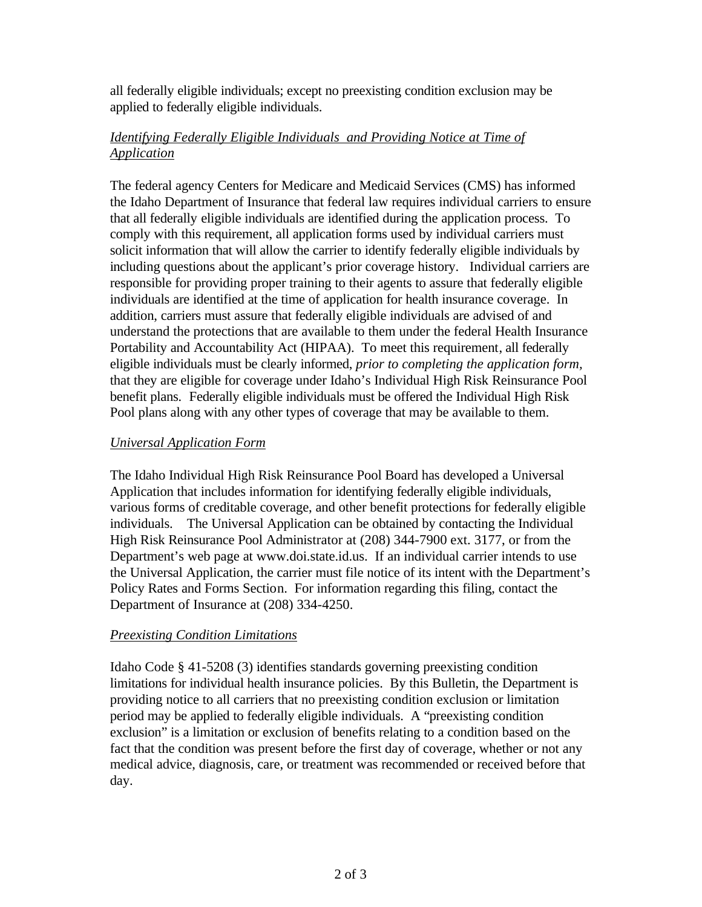all federally eligible individuals; except no preexisting condition exclusion may be applied to federally eligible individuals.

*Identifying Federally Eligible Individuals and Providing Notice at Time of Application*

The federal agency Centers for Medicare and Medicaid Services (CMS) has informed the Idaho Department of Insurance that federal law requires individual carriers to ensure that all federally eligible individuals are identified during the application process. To comply with this requirement, all application forms used by individual carriers must solicit information that will allow the carrier to identify federally eligible individuals by including questions about the applicant's prior coverage history. Individual carriers are responsible for providing proper training to their agents to assure that federally eligible individuals are identified at the time of application for health insurance coverage. In addition, carriers must assure that federally eligible individuals are advised of and understand the protections that are available to them under the federal Health Insurance Portability and Accountability Act (HIPAA). To meet this requirement, all federally eligible individuals must be clearly informed, *prior to completing the application form*, that they are eligible for coverage under Idaho's Individual High Risk Reinsurance Pool benefit plans. Federally eligible individuals must be offered the Individual High Risk Pool plans along with any other types of coverage that may be available to them.

*Universal Application Form*

The Idaho Individual High Risk Reinsurance Pool Board has developed a Universal Application that includes information for identifying federally eligible individuals, various forms of creditable coverage, and other benefit protections for federally eligible individuals. The Universal Application can be obtained by contacting the Individual High Risk Reinsurance Pool Administrator at (208) 344-7900 ext. 3177, or from the Department's web page at www.doi.state.id.us. If an individual carrier intends to use the Universal Application, the carrier must file notice of its intent with the Department's Policy Rates and Forms Section. For information regarding this filing, contact the Department of Insurance at (208) 334-4250.

*Preexisting Condition Limitations*

Idaho Code § 41-5208 (3) identifies standards governing preexisting condition limitations for individual health insurance policies. By this Bulletin, the Department is providing notice to all carriers that no preexisting condition exclusion or limitation period may be applied to federally eligible individuals. A "preexisting condition exclusion" is a limitation or exclusion of benefits relating to a condition based on the fact that the condition was present before the first day of coverage, whether or not any medical advice, diagnosis, care, or treatment was recommended or received before that day.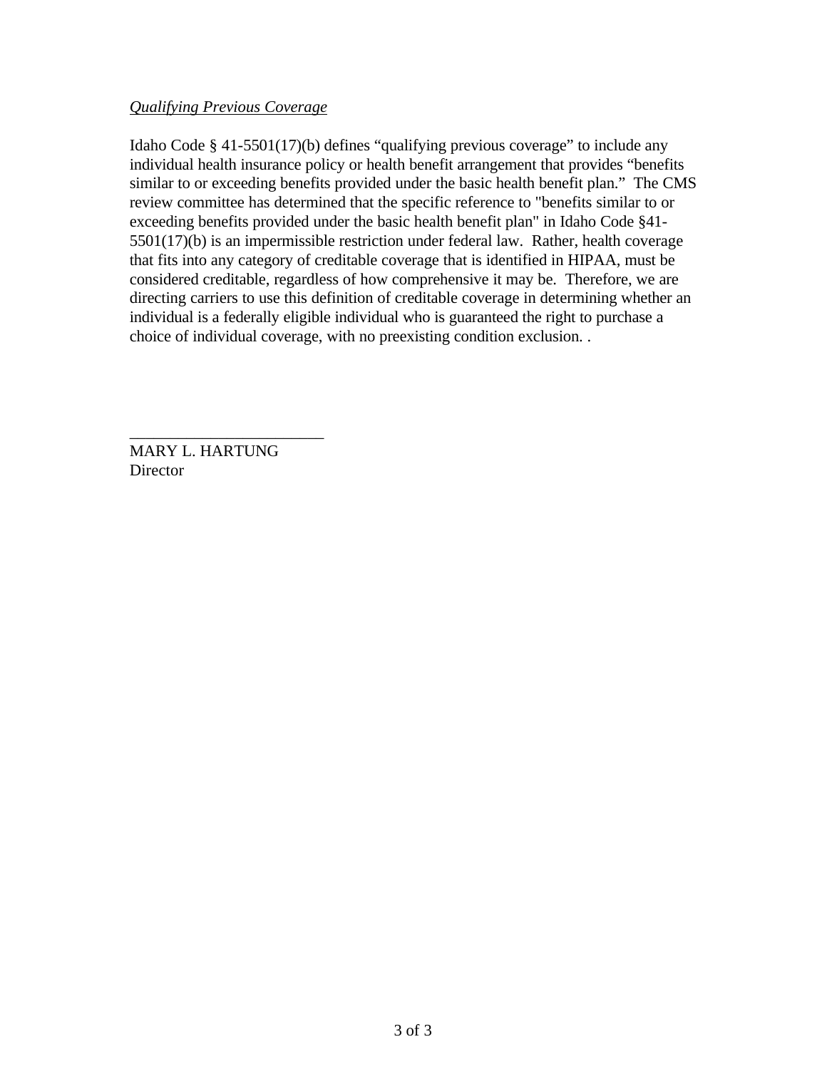*Qualifying Previous Coverage*

Idaho Code § 41-5501(17)(b) defines “qualifying previous coverage” to include any individual health insurance policy or health benefit arrangement that provides “benefits similar to or exceeding benefits provided under the basic health benefit plan.” The CMS review committee has determined that the specific reference to "benefits similar to or exceeding benefits provided under the basic health benefit plan" in Idaho Code §41-5501(17)(b) is an impermissible restriction under federal law. Rather, health coverage that fits into any category of creditable coverage that is identified in HIPAA, must be considered creditable, regardless of how comprehensive it may be. Therefore, we are directing carriers to use this definition of creditable coverage in determining whether an individual is a federally eligible individual who is guaranteed the right to purchase a choice of individual coverage, with no preexisting condition exclusion. .

________________________

MARY L. HARTUNG
Director